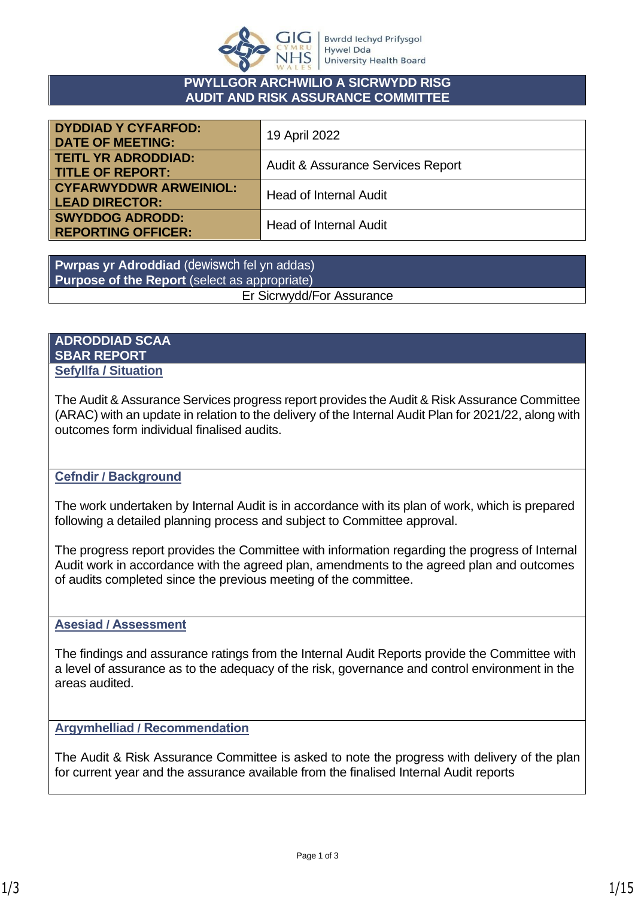Bwrdd Iechyd Prifysgol Hywel Dda University Health Board

# PWYLLGOR ARCHWILIO A SICRWYDD RISG
# AUDIT AND RISK ASSURANCE COMMITTEE

| | |
|---|---|
| **DYDDIAD Y CYFARFOD: DATE OF MEETING:** | 19 April 2022 |
| **TEITL YR ADRODDIAD: TITLE OF REPORT:** | Audit & Assurance Services Report |
| **CYFARWYDDWR ARWEINIOL: LEAD DIRECTOR:** | Head of Internal Audit |
| **SWYDDOG ADRODD: REPORTING OFFICER:** | Head of Internal Audit |

| **Pwrpas yr Adroddiad** (dewiswch fel yn addas) **Purpose of the Report** (select as appropriate) |
|---|
| Er Sicrwydd/For Assurance |

## ADRODDIAD SCAA
## SBAR REPORT

### Sefyllfa / Situation

The Audit & Assurance Services progress report provides the Audit & Risk Assurance Committee (ARAC) with an update in relation to the delivery of the Internal Audit Plan for 2021/22, along with outcomes form individual finalised audits.

### Cefndir / Background

The work undertaken by Internal Audit is in accordance with its plan of work, which is prepared following a detailed planning process and subject to Committee approval.

The progress report provides the Committee with information regarding the progress of Internal Audit work in accordance with the agreed plan, amendments to the agreed plan and outcomes of audits completed since the previous meeting of the committee.

### Asesiad / Assessment

The findings and assurance ratings from the Internal Audit Reports provide the Committee with a level of assurance as to the adequacy of the risk, governance and control environment in the areas audited.

### Argymhelliad / Recommendation

The Audit & Risk Assurance Committee is asked to note the progress with delivery of the plan for current year and the assurance available from the finalised Internal Audit reports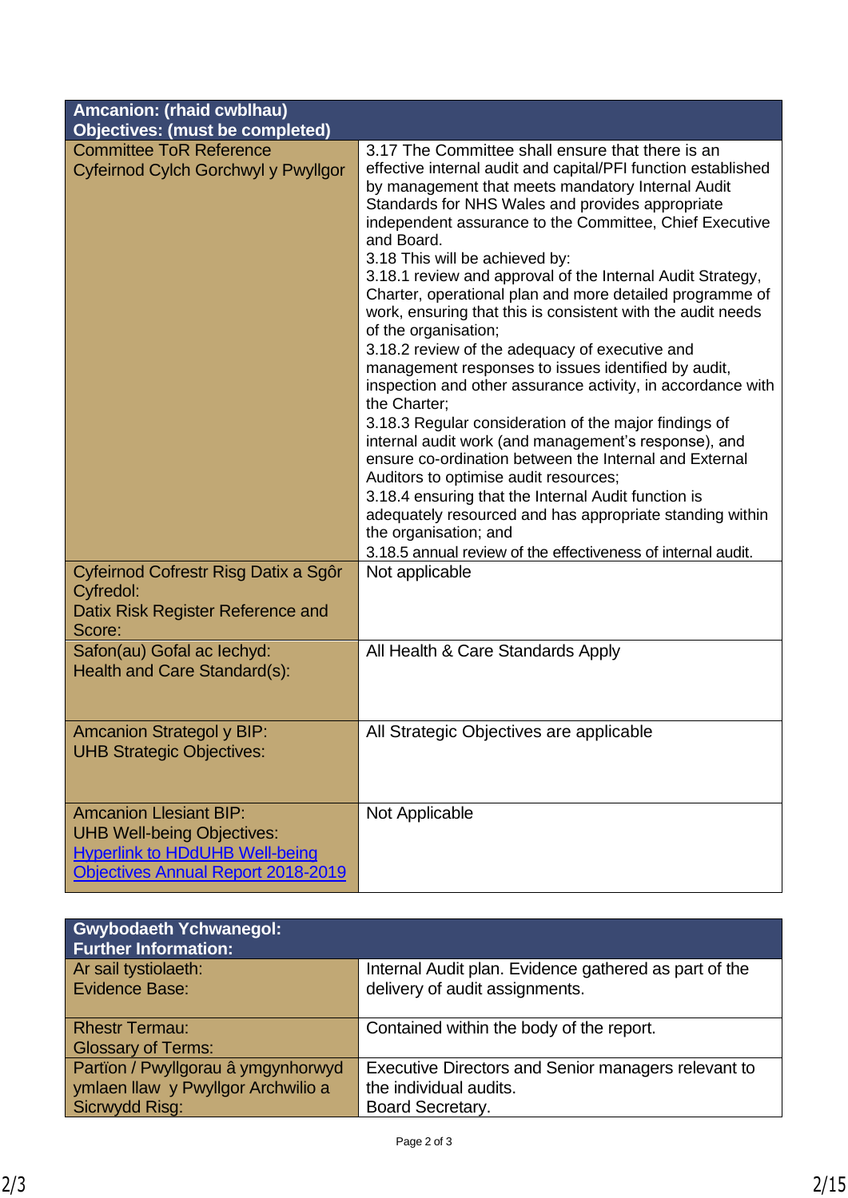| Amcanion: (rhaid cwblhau)<br>Objectives: (must be completed) | |
|---|---|
| Committee ToR Reference<br>Cyfeirnod Cylch Gorchwyl y Pwyllgor | 3.17 The Committee shall ensure that there is an effective internal audit and capital/PFI function established by management that meets mandatory Internal Audit Standards for NHS Wales and provides appropriate independent assurance to the Committee, Chief Executive and Board.<br>3.18 This will be achieved by:<br>3.18.1 review and approval of the Internal Audit Strategy, Charter, operational plan and more detailed programme of work, ensuring that this is consistent with the audit needs of the organisation;<br>3.18.2 review of the adequacy of executive and management responses to issues identified by audit, inspection and other assurance activity, in accordance with the Charter;<br>3.18.3 Regular consideration of the major findings of internal audit work (and management's response), and ensure co-ordination between the Internal and External Auditors to optimise audit resources;<br>3.18.4 ensuring that the Internal Audit function is adequately resourced and has appropriate standing within the organisation; and<br>3.18.5 annual review of the effectiveness of internal audit. |
| Cyfeirnod Cofrestr Risg Datix a Sgôr Cyfredol:<br>Datix Risk Register Reference and Score: | Not applicable |
| Safon(au) Gofal ac Iechyd:<br>Health and Care Standard(s): | All Health & Care Standards Apply |
| Amcanion Strategol y BIP:<br>UHB Strategic Objectives: | All Strategic Objectives are applicable |
| Amcanion Llesiant BIP:<br>UHB Well-being Objectives:<br>Hyperlink to HDdUHB Well-being Objectives Annual Report 2018-2019 | Not Applicable |

| Gwybodaeth Ychwanegol:<br>Further Information: | |
|---|---|
| Ar sail tystiolaeth:<br>Evidence Base: | Internal Audit plan. Evidence gathered as part of the delivery of audit assignments. |
| Rhestr Termau:<br>Glossary of Terms: | Contained within the body of the report. |
| Partïon / Pwyllgorau â ymgynhorwyd ymlaen llaw y Pwyllgor Archwilio a Sicrwydd Risg: | Executive Directors and Senior managers relevant to the individual audits.<br>Board Secretary. |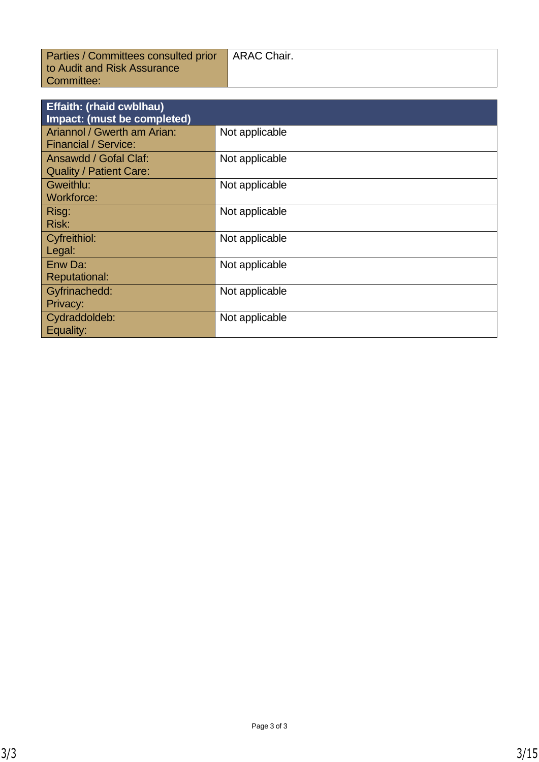| Parties / Committees consulted prior to Audit and Risk Assurance Committee: | ARAC Chair. |
| --- | --- |

| **Effaith: (rhaid cwblhau)<br>Impact: (must be completed)** | |
| --- | --- |
| Ariannol / Gwerth am Arian:<br>Financial / Service: | Not applicable |
| Ansawdd / Gofal Claf:<br>Quality / Patient Care: | Not applicable |
| Gweithlu:<br>Workforce: | Not applicable |
| Risg:<br>Risk: | Not applicable |
| Cyfreithiol:<br>Legal: | Not applicable |
| Enw Da:<br>Reputational: | Not applicable |
| Gyfrinachedd:<br>Privacy: | Not applicable |
| Cydraddoldeb:<br>Equality: | Not applicable |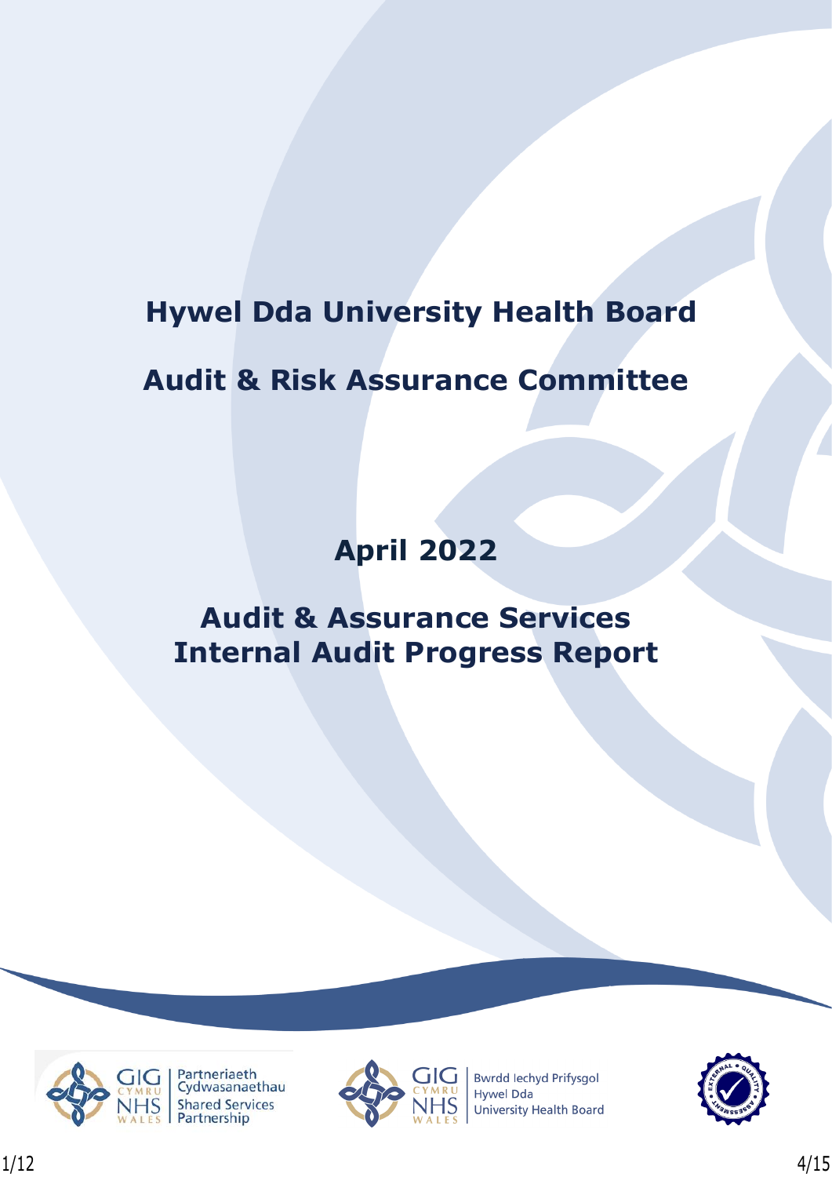# Hywel Dda University Health Board

# Audit & Risk Assurance Committee

## April 2022

## Audit & Assurance Services Internal Audit Progress Report

Partneriaeth Cydwasanaethau
Shared Services Partnership

Bwrdd Iechyd Prifysgol Hywel Dda
University Health Board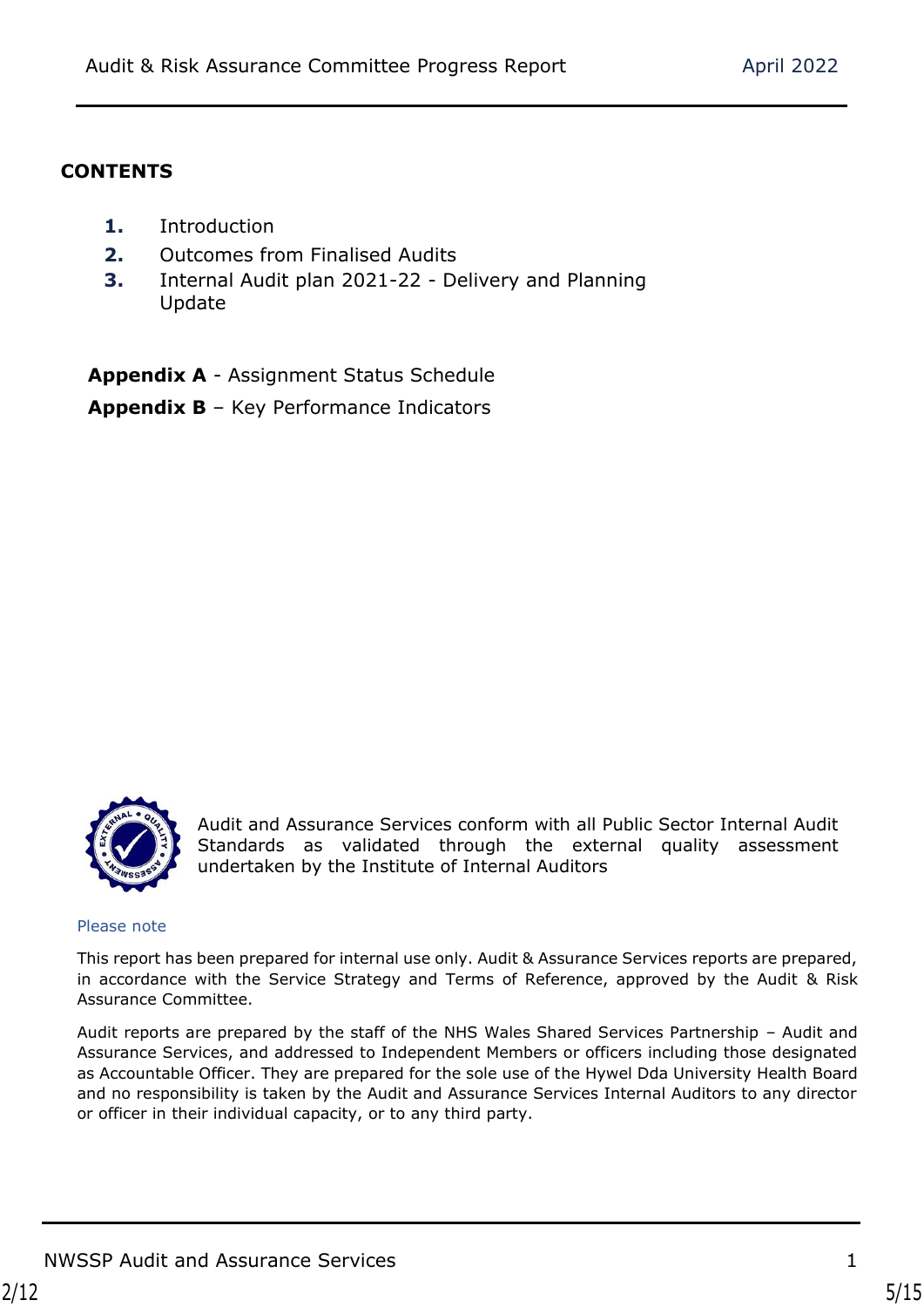## CONTENTS

1. Introduction
2. Outcomes from Finalised Audits
3. Internal Audit plan 2021-22 - Delivery and Planning Update

**Appendix A** - Assignment Status Schedule

**Appendix B** – Key Performance Indicators

Audit and Assurance Services conform with all Public Sector Internal Audit Standards as validated through the external quality assessment undertaken by the Institute of Internal Auditors

Please note

This report has been prepared for internal use only. Audit & Assurance Services reports are prepared, in accordance with the Service Strategy and Terms of Reference, approved by the Audit & Risk Assurance Committee.

Audit reports are prepared by the staff of the NHS Wales Shared Services Partnership – Audit and Assurance Services, and addressed to Independent Members or officers including those designated as Accountable Officer. They are prepared for the sole use of the Hywel Dda University Health Board and no responsibility is taken by the Audit and Assurance Services Internal Auditors to any director or officer in their individual capacity, or to any third party.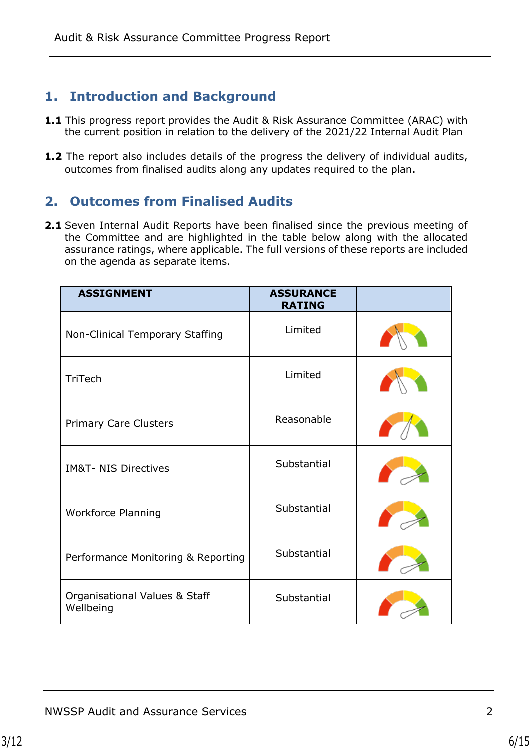## 1. Introduction and Background

**1.1** This progress report provides the Audit & Risk Assurance Committee (ARAC) with the current position in relation to the delivery of the 2021/22 Internal Audit Plan

**1.2** The report also includes details of the progress the delivery of individual audits, outcomes from finalised audits along any updates required to the plan.

## 2. Outcomes from Finalised Audits

**2.1** Seven Internal Audit Reports have been finalised since the previous meeting of the Committee and are highlighted in the table below along with the allocated assurance ratings, where applicable. The full versions of these reports are included on the agenda as separate items.

| ASSIGNMENT | ASSURANCE RATING | |
|---|---|---|
| Non-Clinical Temporary Staffing | Limited | |
| TriTech | Limited | |
| Primary Care Clusters | Reasonable | |
| IM&T- NIS Directives | Substantial | |
| Workforce Planning | Substantial | |
| Performance Monitoring & Reporting | Substantial | |
| Organisational Values & Staff Wellbeing | Substantial | |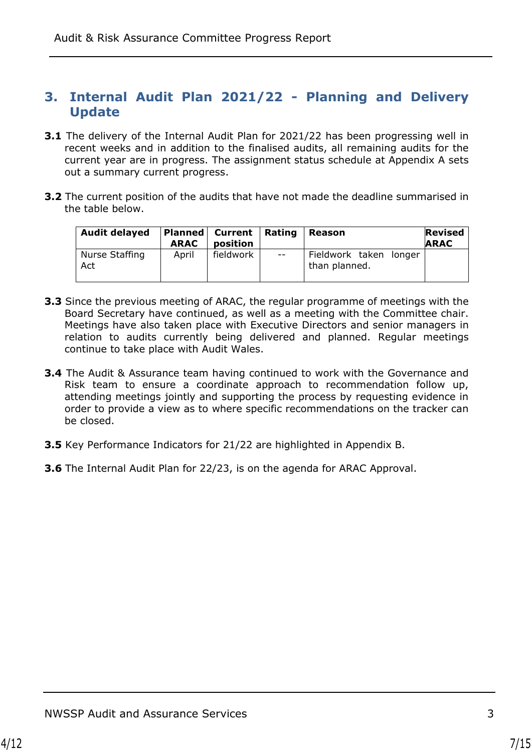## 3. Internal Audit Plan 2021/22 - Planning and Delivery Update

**3.1** The delivery of the Internal Audit Plan for 2021/22 has been progressing well in recent weeks and in addition to the finalised audits, all remaining audits for the current year are in progress. The assignment status schedule at Appendix A sets out a summary current progress.

**3.2** The current position of the audits that have not made the deadline summarised in the table below.

| Audit delayed | Planned ARAC | Current position | Rating | Reason | Revised ARAC |
|---|---|---|---|---|---|
| Nurse Staffing Act | April | fieldwork | -- | Fieldwork taken longer than planned. | |

**3.3** Since the previous meeting of ARAC, the regular programme of meetings with the Board Secretary have continued, as well as a meeting with the Committee chair. Meetings have also taken place with Executive Directors and senior managers in relation to audits currently being delivered and planned. Regular meetings continue to take place with Audit Wales.

**3.4** The Audit & Assurance team having continued to work with the Governance and Risk team to ensure a coordinate approach to recommendation follow up, attending meetings jointly and supporting the process by requesting evidence in order to provide a view as to where specific recommendations on the tracker can be closed.

**3.5** Key Performance Indicators for 21/22 are highlighted in Appendix B.

**3.6** The Internal Audit Plan for 22/23, is on the agenda for ARAC Approval.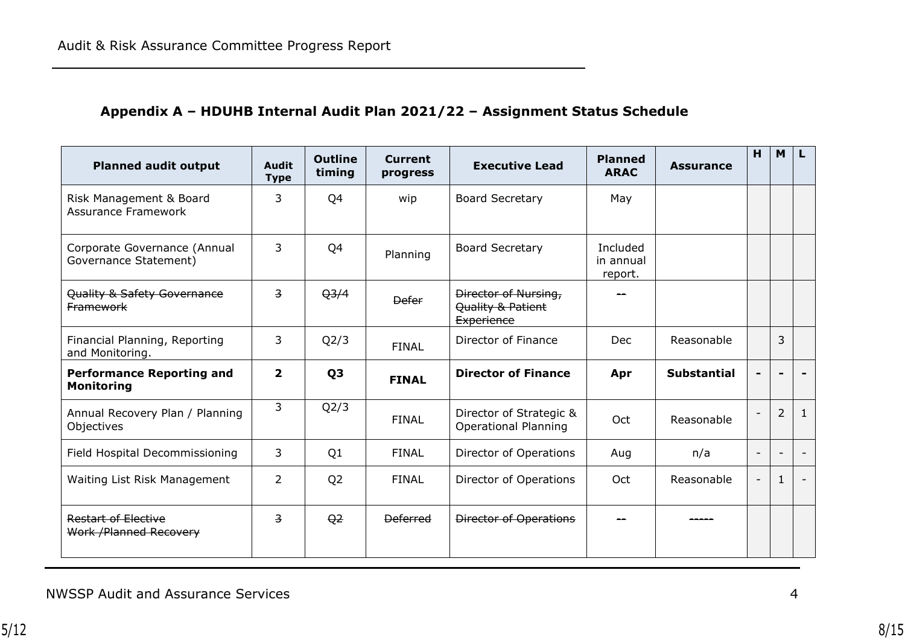## Appendix A – HDUHB Internal Audit Plan 2021/22 – Assignment Status Schedule

| Planned audit output | Audit Type | Outline timing | Current progress | Executive Lead | Planned ARAC | Assurance | H | M | L |
|---|---|---|---|---|---|---|---|---|---|
| Risk Management & Board Assurance Framework | 3 | Q4 | wip | Board Secretary | May | | | | |
| Corporate Governance (Annual Governance Statement) | 3 | Q4 | Planning | Board Secretary | Included in annual report. | | | | |
| ~~Quality & Safety Governance Framework~~ | ~~3~~ | ~~Q3/4~~ | ~~Defer~~ | ~~Director of Nursing, Quality & Patient Experience~~ | ~~--~~ | | | | |
| Financial Planning, Reporting and Monitoring. | 3 | Q2/3 | FINAL | Director of Finance | Dec | Reasonable | | 3 | |
| **Performance Reporting and Monitoring** | **2** | **Q3** | **FINAL** | **Director of Finance** | **Apr** | **Substantial** | **-** | **-** | **-** |
| Annual Recovery Plan / Planning Objectives | 3 | Q2/3 | FINAL | Director of Strategic & Operational Planning | Oct | Reasonable | - | 2 | 1 |
| Field Hospital Decommissioning | 3 | Q1 | FINAL | Director of Operations | Aug | n/a | - | - | - |
| Waiting List Risk Management | 2 | Q2 | FINAL | Director of Operations | Oct | Reasonable | - | 1 | - |
| ~~Restart of Elective Work /Planned Recovery~~ | ~~3~~ | ~~Q2~~ | ~~Deferred~~ | ~~Director of Operations~~ | ~~--~~ | ~~-----~~ | | | |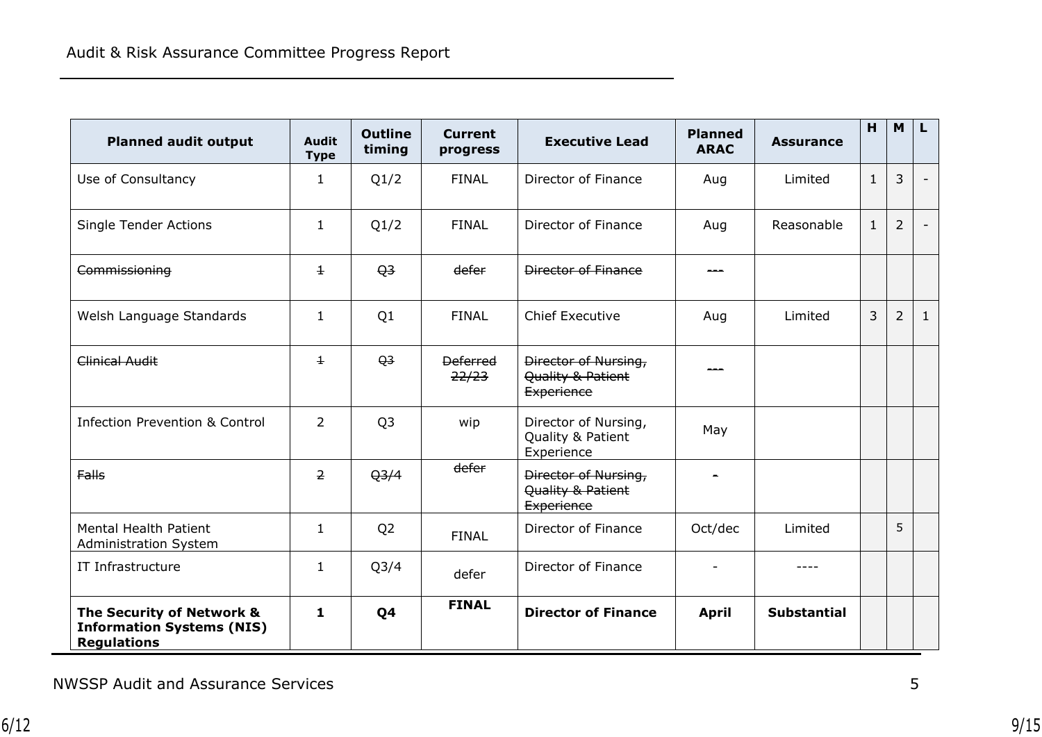| Planned audit output | Audit Type | Outline timing | Current progress | Executive Lead | Planned ARAC | Assurance | H | M | L |
|---|---|---|---|---|---|---|---|---|---|
| Use of Consultancy | 1 | Q1/2 | FINAL | Director of Finance | Aug | Limited | 1 | 3 | - |
| Single Tender Actions | 1 | Q1/2 | FINAL | Director of Finance | Aug | Reasonable | 1 | 2 | - |
| ~~Commissioning~~ | ~~1~~ | ~~Q3~~ | ~~defer~~ | ~~Director of Finance~~ | ~~---~~ | | | | |
| Welsh Language Standards | 1 | Q1 | FINAL | Chief Executive | Aug | Limited | 3 | 2 | 1 |
| ~~Clinical Audit~~ | ~~1~~ | ~~Q3~~ | ~~Deferred 22/23~~ | ~~Director of Nursing, Quality & Patient Experience~~ | ~~---~~ | | | | |
| Infection Prevention & Control | 2 | Q3 | wip | Director of Nursing, Quality & Patient Experience | May | | | | |
| ~~Falls~~ | ~~2~~ | ~~Q3/4~~ | ~~defer~~ | ~~Director of Nursing, Quality & Patient Experience~~ | ~~-~~ | | | | |
| Mental Health Patient Administration System | 1 | Q2 | FINAL | Director of Finance | Oct/dec | Limited | | 5 | |
| IT Infrastructure | 1 | Q3/4 | defer | Director of Finance | - | ---- | | | |
| **The Security of Network & Information Systems (NIS) Regulations** | **1** | **Q4** | **FINAL** | **Director of Finance** | **April** | **Substantial** | | | |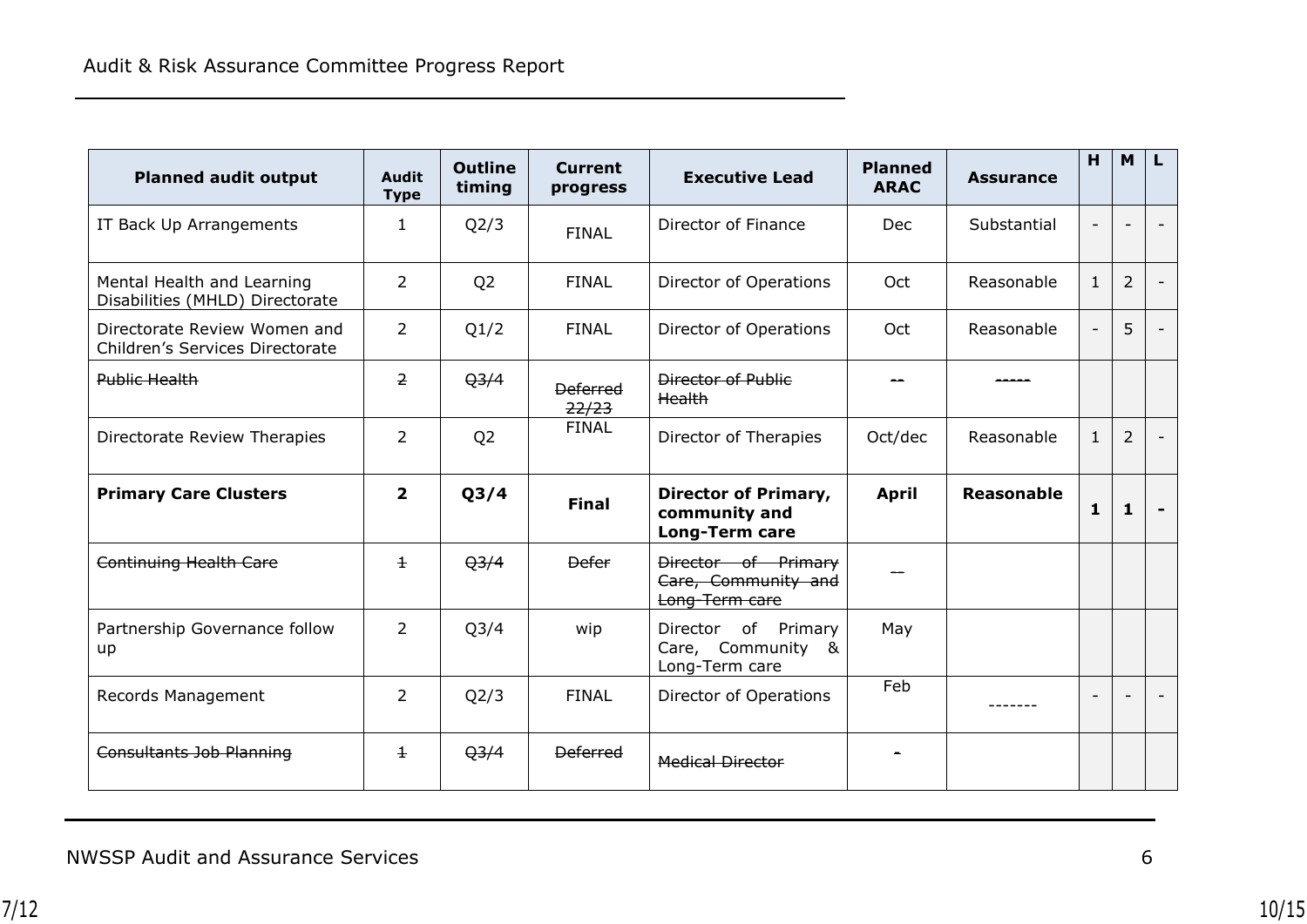| Planned audit output | Audit Type | Outline timing | Current progress | Executive Lead | Planned ARAC | Assurance | H | M | L |
|---|---|---|---|---|---|---|---|---|---|
| IT Back Up Arrangements | 1 | Q2/3 | FINAL | Director of Finance | Dec | Substantial | - | - | - |
| Mental Health and Learning Disabilities (MHLD) Directorate | 2 | Q2 | FINAL | Director of Operations | Oct | Reasonable | 1 | 2 | - |
| Directorate Review Women and Children's Services Directorate | 2 | Q1/2 | FINAL | Director of Operations | Oct | Reasonable | - | 5 | - |
| ~~Public Health~~ | ~~2~~ | ~~Q3/4~~ | ~~Deferred 22/23~~ | ~~Director of Public Health~~ | ~~--~~ | ~~-----~~ | | | |
| Directorate Review Therapies | 2 | Q2 | FINAL | Director of Therapies | Oct/dec | Reasonable | 1 | 2 | - |
| **Primary Care Clusters** | **2** | **Q3/4** | **Final** | **Director of Primary, community and Long-Term care** | **April** | **Reasonable** | **1** | **1** | **-** |
| ~~Continuing Health Care~~ | ~~1~~ | ~~Q3/4~~ | ~~Defer~~ | ~~Director of Primary Care, Community and Long-Term care~~ | __ | | | | |
| Partnership Governance follow up | 2 | Q3/4 | wip | Director of Primary Care, Community & Long-Term care | May | | | | |
| Records Management | 2 | Q2/3 | FINAL | Director of Operations | Feb | ------- | - | - | - |
| ~~Consultants Job Planning~~ | ~~1~~ | ~~Q3/4~~ | ~~Deferred~~ | ~~Medical Director~~ | ~~-~~ | | | | |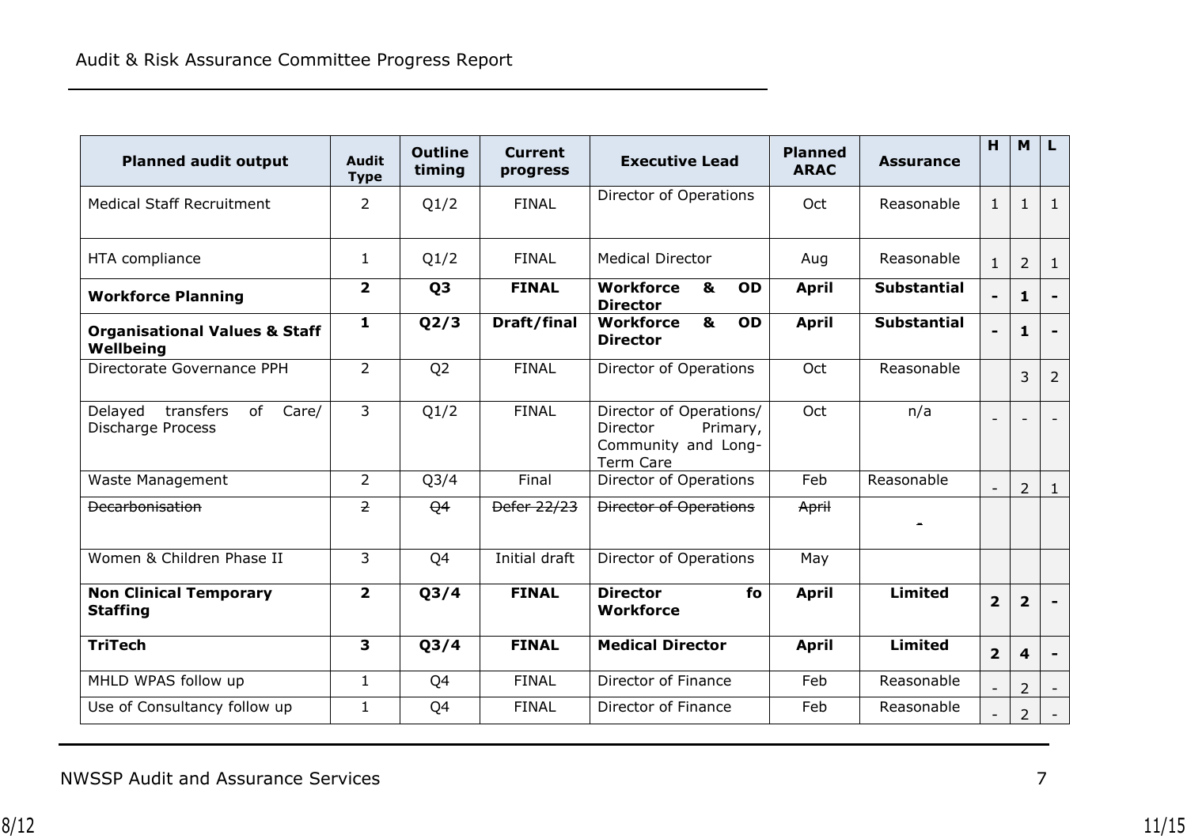| Planned audit output | Audit Type | Outline timing | Current progress | Executive Lead | Planned ARAC | Assurance | H | M | L |
|---|---|---|---|---|---|---|---|---|---|
| Medical Staff Recruitment | 2 | Q1/2 | FINAL | Director of Operations | Oct | Reasonable | 1 | 1 | 1 |
| HTA compliance | 1 | Q1/2 | FINAL | Medical Director | Aug | Reasonable | 1 | 2 | 1 |
| **Workforce Planning** | **2** | **Q3** | **FINAL** | **Workforce & OD Director** | **April** | **Substantial** | **-** | **1** | **-** |
| **Organisational Values & Staff Wellbeing** | **1** | **Q2/3** | **Draft/final** | **Workforce & OD Director** | **April** | **Substantial** | **-** | **1** | **-** |
| Directorate Governance PPH | 2 | Q2 | FINAL | Director of Operations | Oct | Reasonable | | 3 | 2 |
| Delayed transfers of Care/ Discharge Process | 3 | Q1/2 | FINAL | Director of Operations/ Director Primary, Community and Long-Term Care | Oct | n/a | - | - | - |
| Waste Management | 2 | Q3/4 | Final | Director of Operations | Feb | Reasonable | - | 2 | 1 |
| ~~Decarbonisation~~ | ~~2~~ | ~~Q4~~ | ~~Defer 22/23~~ | ~~Director of Operations~~ | ~~April~~ | - | | | |
| Women & Children Phase II | 3 | Q4 | Initial draft | Director of Operations | May | | | | |
| **Non Clinical Temporary Staffing** | **2** | **Q3/4** | **FINAL** | **Director fo Workforce** | **April** | **Limited** | **2** | **2** | **-** |
| **TriTech** | **3** | **Q3/4** | **FINAL** | **Medical Director** | **April** | **Limited** | **2** | **4** | **-** |
| MHLD WPAS follow up | 1 | Q4 | FINAL | Director of Finance | Feb | Reasonable | - | 2 | - |
| Use of Consultancy follow up | 1 | Q4 | FINAL | Director of Finance | Feb | Reasonable | - | 2 | - |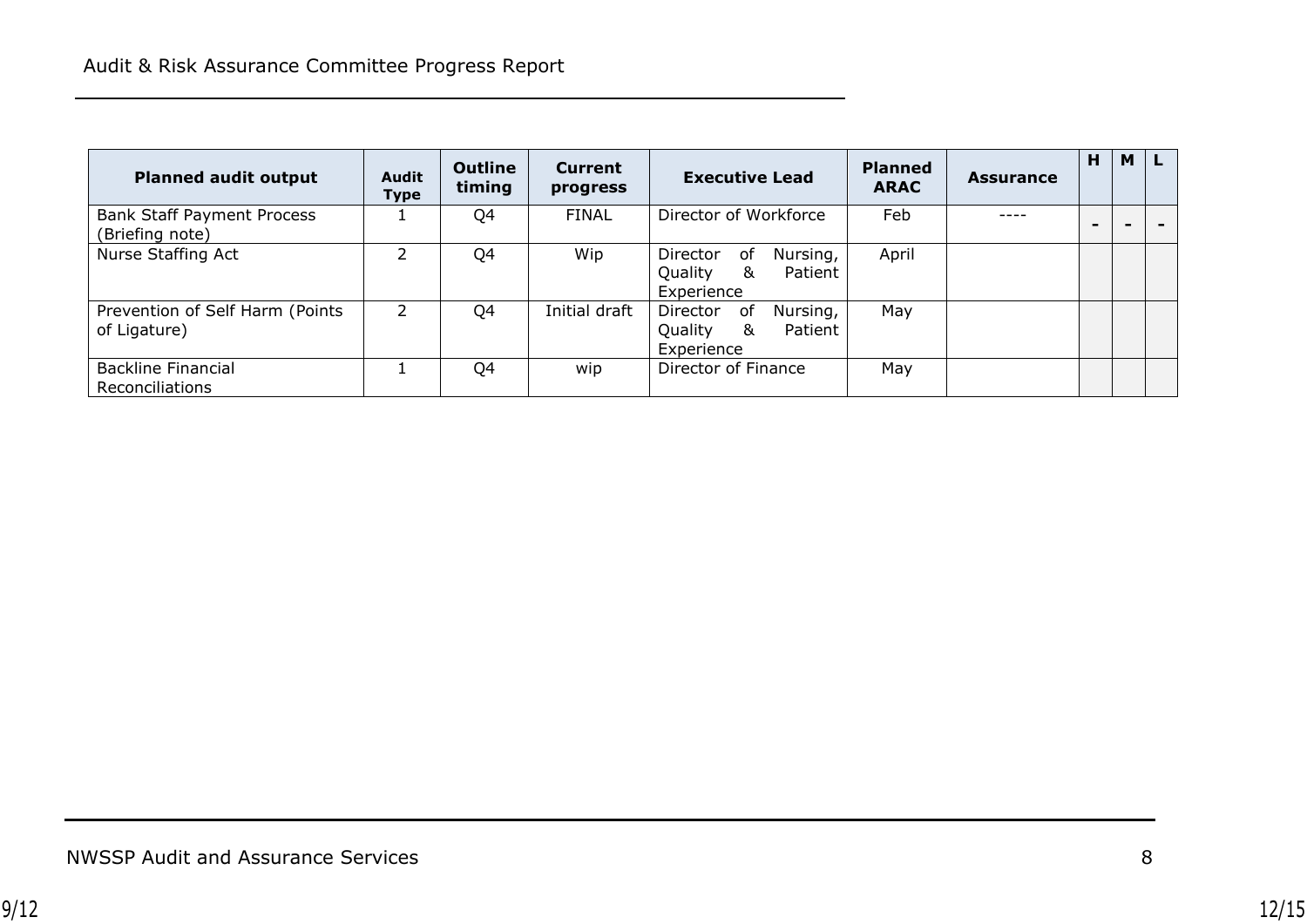| Planned audit output | Audit Type | Outline timing | Current progress | Executive Lead | Planned ARAC | Assurance | H | M | L |
|---|---|---|---|---|---|---|---|---|---|
| Bank Staff Payment Process (Briefing note) | 1 | Q4 | FINAL | Director of Workforce | Feb | ---- | - | - | - |
| Nurse Staffing Act | 2 | Q4 | Wip | Director of Nursing, Quality & Patient Experience | April | | | | |
| Prevention of Self Harm (Points of Ligature) | 2 | Q4 | Initial draft | Director of Nursing, Quality & Patient Experience | May | | | | |
| Backline Financial Reconciliations | 1 | Q4 | wip | Director of Finance | May | | | | |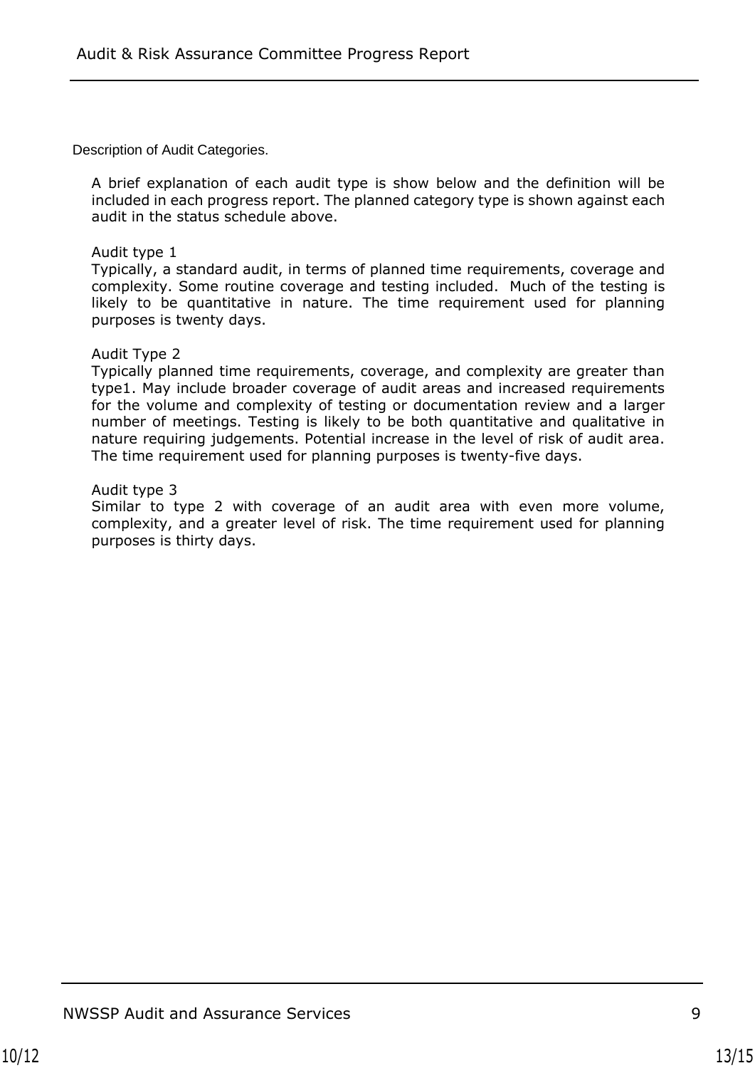Description of Audit Categories.

A brief explanation of each audit type is show below and the definition will be included in each progress report. The planned category type is shown against each audit in the status schedule above.

Audit type 1
Typically, a standard audit, in terms of planned time requirements, coverage and complexity. Some routine coverage and testing included. Much of the testing is likely to be quantitative in nature. The time requirement used for planning purposes is twenty days.

Audit Type 2
Typically planned time requirements, coverage, and complexity are greater than type1. May include broader coverage of audit areas and increased requirements for the volume and complexity of testing or documentation review and a larger number of meetings. Testing is likely to be both quantitative and qualitative in nature requiring judgements. Potential increase in the level of risk of audit area. The time requirement used for planning purposes is twenty-five days.

Audit type 3
Similar to type 2 with coverage of an audit area with even more volume, complexity, and a greater level of risk. The time requirement used for planning purposes is thirty days.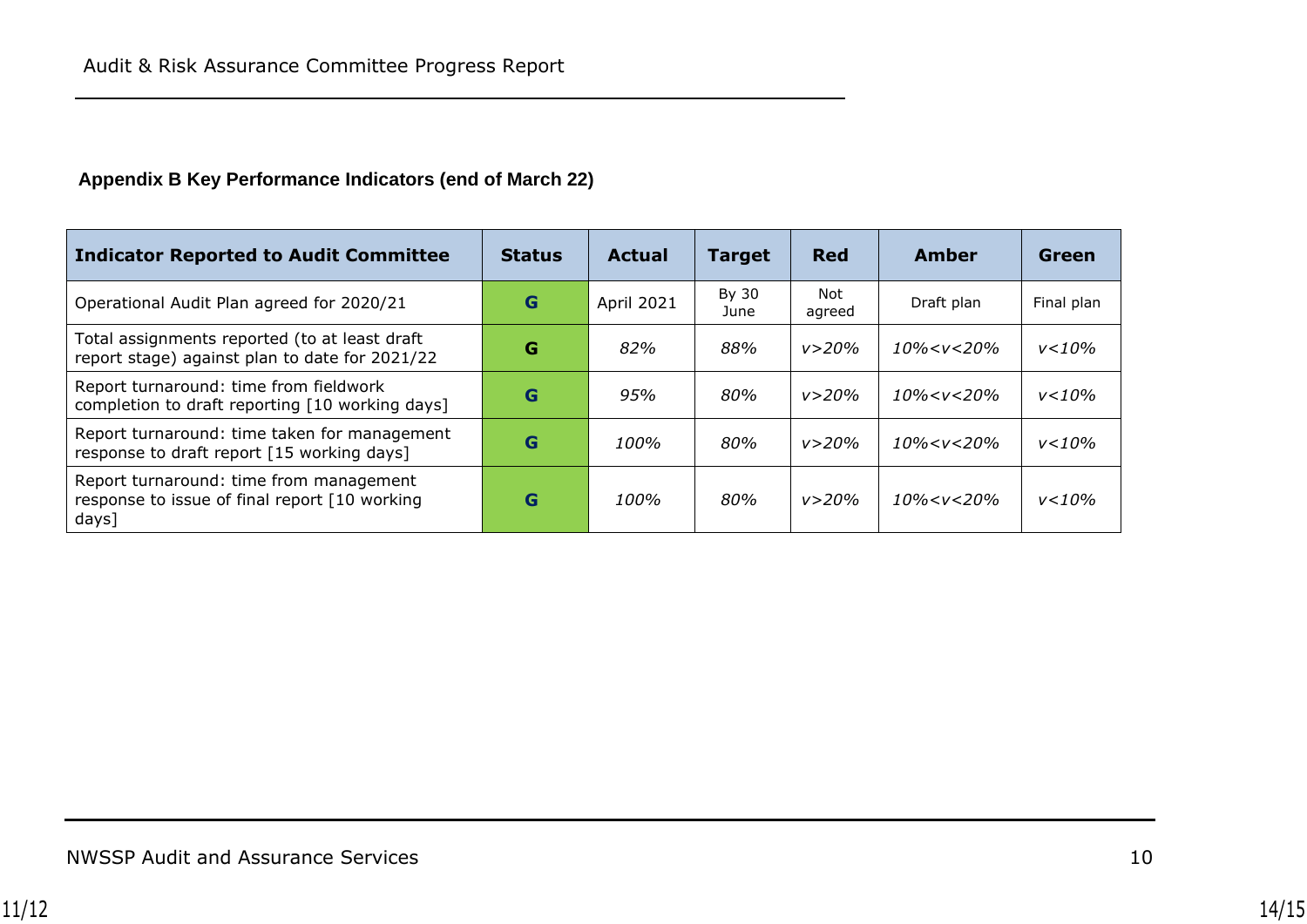**Appendix B Key Performance Indicators (end of March 22)**

| Indicator Reported to Audit Committee | Status | Actual | Target | Red | Amber | Green |
|---|---|---|---|---|---|---|
| Operational Audit Plan agreed for 2020/21 | G | April 2021 | By 30 June | Not agreed | Draft plan | Final plan |
| Total assignments reported (to at least draft report stage) against plan to date for 2021/22 | G | *82%* | *88%* | *v>20%* | *10%<v<20%* | *v<10%* |
| Report turnaround: time from fieldwork completion to draft reporting [10 working days] | G | *95%* | *80%* | *v>20%* | *10%<v<20%* | *v<10%* |
| Report turnaround: time taken for management response to draft report [15 working days] | G | *100%* | *80%* | *v>20%* | *10%<v<20%* | *v<10%* |
| Report turnaround: time from management response to issue of final report [10 working days] | G | *100%* | *80%* | *v>20%* | *10%<v<20%* | *v<10%* |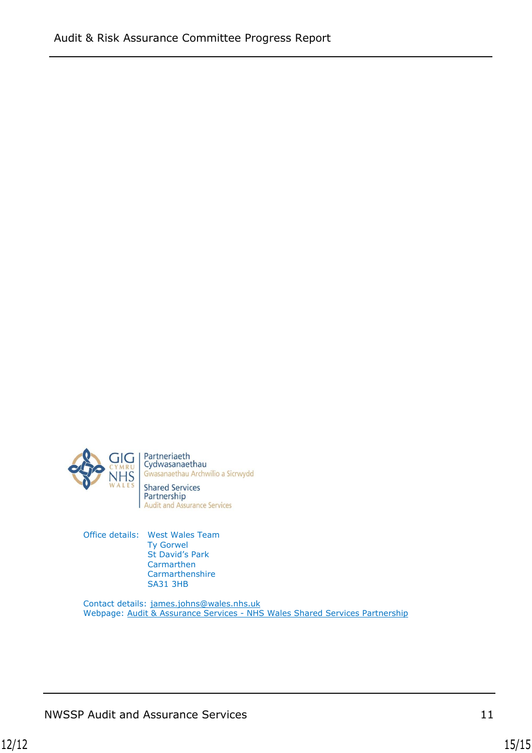GIG CYMRU NHS WALES

Partneriaeth Cydwasanaethau
Gwasanaethau Archwilio a Sicrwydd

Shared Services Partnership
Audit and Assurance Services

Office details: West Wales Team
Ty Gorwel
St David's Park
Carmarthen
Carmarthenshire
SA31 3HB

Contact details: james.johns@wales.nhs.uk
Webpage: Audit & Assurance Services - NHS Wales Shared Services Partnership